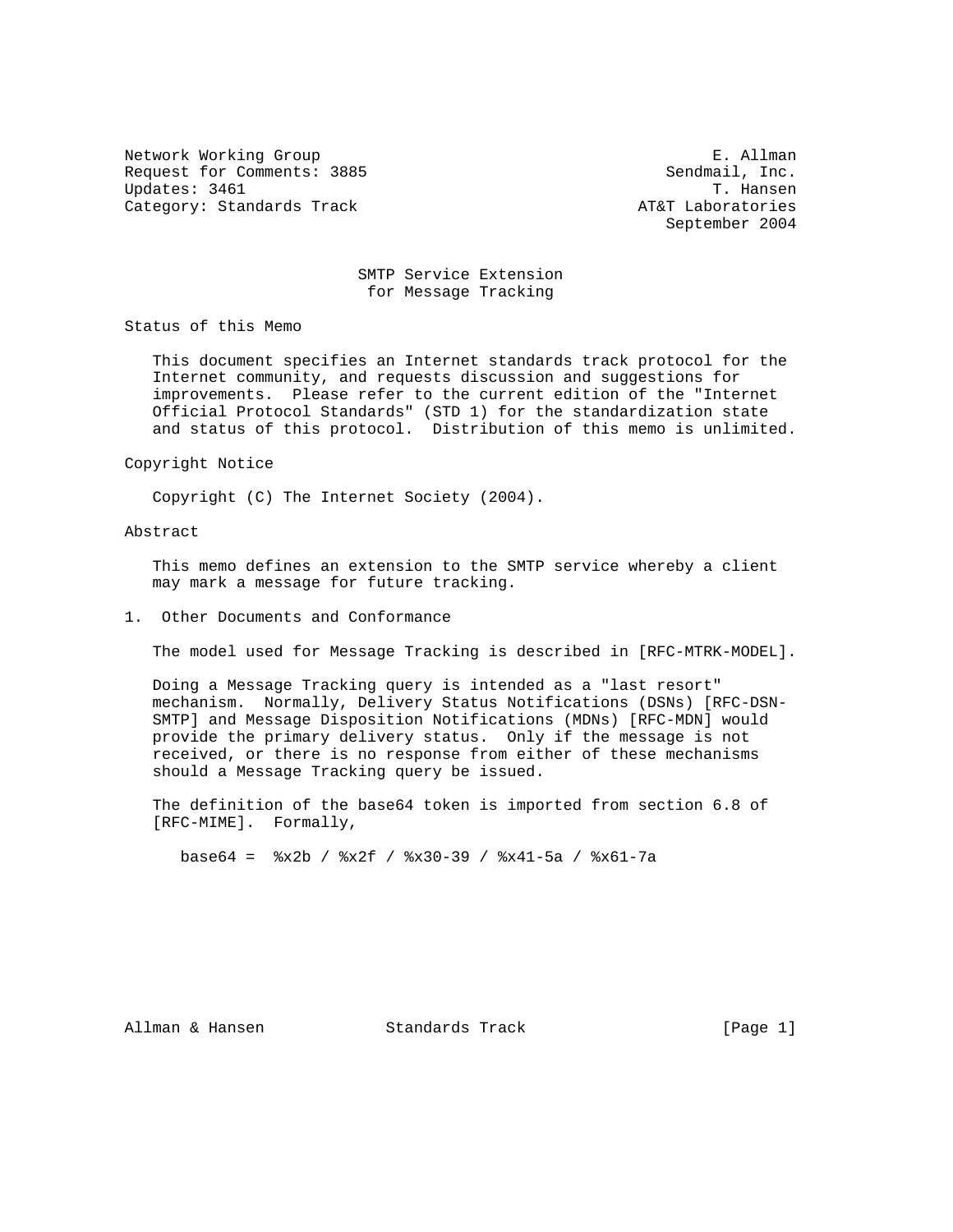Network Working Group                                          E. Allman
Request for Comments: 3885                                Sendmail, Inc.
Updates: 3461                                                  T. Hansen
Category: Standards Track                                AT&T Laboratories
                                                          September 2004

# SMTP Service Extension for Message Tracking

## Status of this Memo

This document specifies an Internet standards track protocol for the Internet community, and requests discussion and suggestions for improvements. Please refer to the current edition of the "Internet Official Protocol Standards" (STD 1) for the standardization state and status of this protocol. Distribution of this memo is unlimited.

## Copyright Notice

Copyright (C) The Internet Society (2004).

## Abstract

This memo defines an extension to the SMTP service whereby a client may mark a message for future tracking.

## 1. Other Documents and Conformance

The model used for Message Tracking is described in [RFC-MTRK-MODEL].

Doing a Message Tracking query is intended as a "last resort" mechanism. Normally, Delivery Status Notifications (DSNs) [RFC-DSN-SMTP] and Message Disposition Notifications (MDNs) [RFC-MDN] would provide the primary delivery status. Only if the message is not received, or there is no response from either of these mechanisms should a Message Tracking query be issued.

The definition of the base64 token is imported from section 6.8 of [RFC-MIME]. Formally,

```
base64 =  %x2b / %x2f / %x30-39 / %x41-5a / %x61-7a
```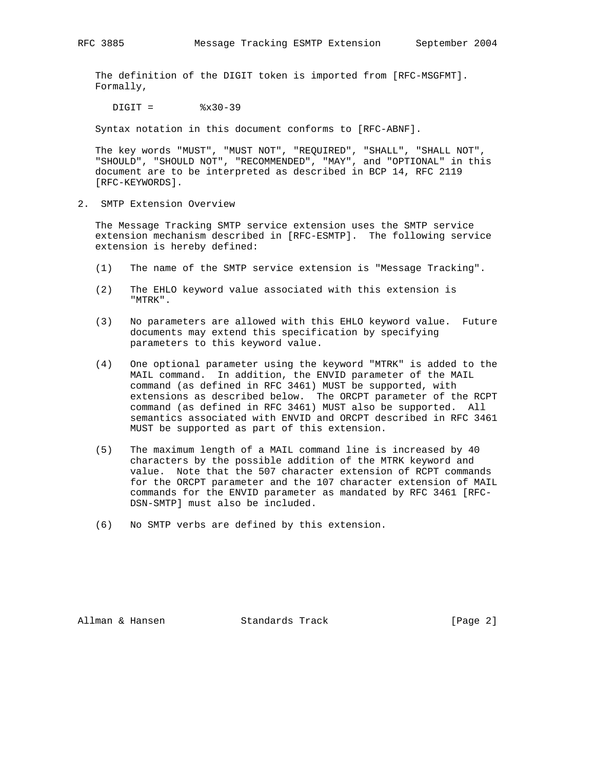The definition of the DIGIT token is imported from [RFC-MSGFMT]. Formally,

```
DIGIT =        %x30-39
```

Syntax notation in this document conforms to [RFC-ABNF].

The key words "MUST", "MUST NOT", "REQUIRED", "SHALL", "SHALL NOT", "SHOULD", "SHOULD NOT", "RECOMMENDED", "MAY", and "OPTIONAL" in this document are to be interpreted as described in BCP 14, RFC 2119 [RFC-KEYWORDS].

## 2. SMTP Extension Overview

The Message Tracking SMTP service extension uses the SMTP service extension mechanism described in [RFC-ESMTP]. The following service extension is hereby defined:

(1) The name of the SMTP service extension is "Message Tracking".

(2) The EHLO keyword value associated with this extension is "MTRK".

(3) No parameters are allowed with this EHLO keyword value. Future documents may extend this specification by specifying parameters to this keyword value.

(4) One optional parameter using the keyword "MTRK" is added to the MAIL command. In addition, the ENVID parameter of the MAIL command (as defined in RFC 3461) MUST be supported, with extensions as described below. The ORCPT parameter of the RCPT command (as defined in RFC 3461) MUST also be supported. All semantics associated with ENVID and ORCPT described in RFC 3461 MUST be supported as part of this extension.

(5) The maximum length of a MAIL command line is increased by 40 characters by the possible addition of the MTRK keyword and value. Note that the 507 character extension of RCPT commands for the ORCPT parameter and the 107 character extension of MAIL commands for the ENVID parameter as mandated by RFC 3461 [RFC-DSN-SMTP] must also be included.

(6) No SMTP verbs are defined by this extension.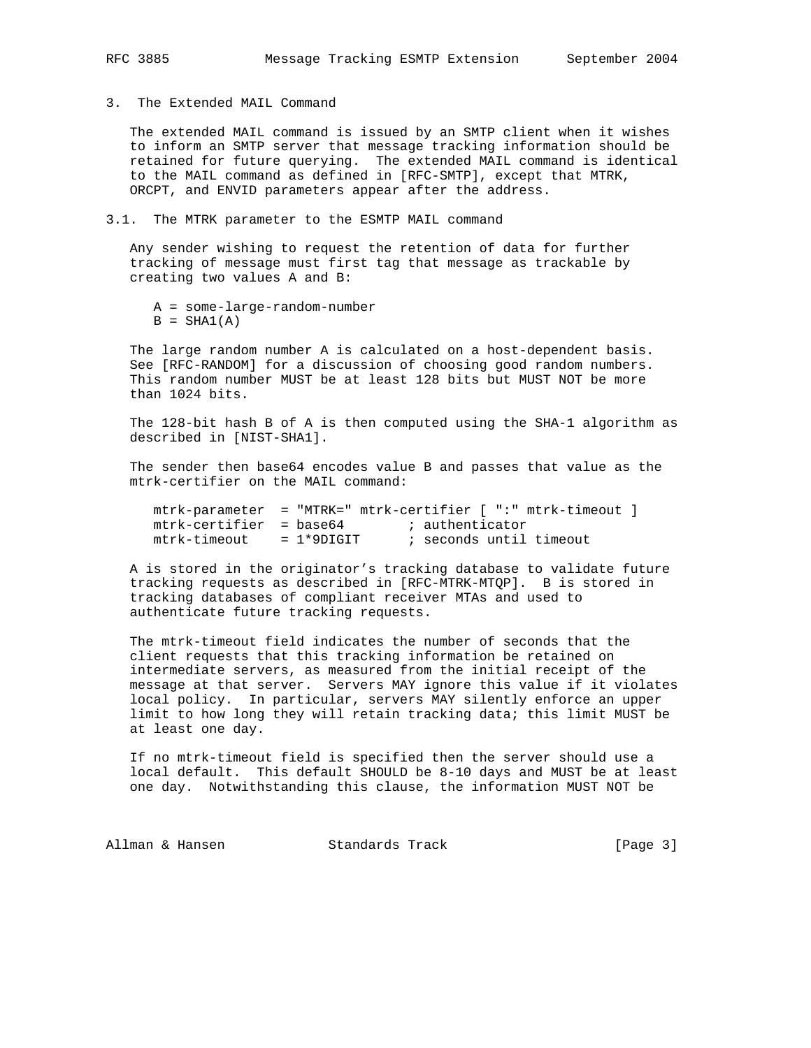## 3. The Extended MAIL Command

The extended MAIL command is issued by an SMTP client when it wishes to inform an SMTP server that message tracking information should be retained for future querying. The extended MAIL command is identical to the MAIL command as defined in [RFC-SMTP], except that MTRK, ORCPT, and ENVID parameters appear after the address.

### 3.1. The MTRK parameter to the ESMTP MAIL command

Any sender wishing to request the retention of data for further tracking of message must first tag that message as trackable by creating two values A and B:

```
A = some-large-random-number
B = SHA1(A)
```

The large random number A is calculated on a host-dependent basis. See [RFC-RANDOM] for a discussion of choosing good random numbers. This random number MUST be at least 128 bits but MUST NOT be more than 1024 bits.

The 128-bit hash B of A is then computed using the SHA-1 algorithm as described in [NIST-SHA1].

The sender then base64 encodes value B and passes that value as the mtrk-certifier on the MAIL command:

```
mtrk-parameter  = "MTRK=" mtrk-certifier [ ":" mtrk-timeout ]
mtrk-certifier  = base64        ; authenticator
mtrk-timeout    = 1*9DIGIT      ; seconds until timeout
```

A is stored in the originator's tracking database to validate future tracking requests as described in [RFC-MTRK-MTQP]. B is stored in tracking databases of compliant receiver MTAs and used to authenticate future tracking requests.

The mtrk-timeout field indicates the number of seconds that the client requests that this tracking information be retained on intermediate servers, as measured from the initial receipt of the message at that server. Servers MAY ignore this value if it violates local policy. In particular, servers MAY silently enforce an upper limit to how long they will retain tracking data; this limit MUST be at least one day.

If no mtrk-timeout field is specified then the server should use a local default. This default SHOULD be 8-10 days and MUST be at least one day. Notwithstanding this clause, the information MUST NOT be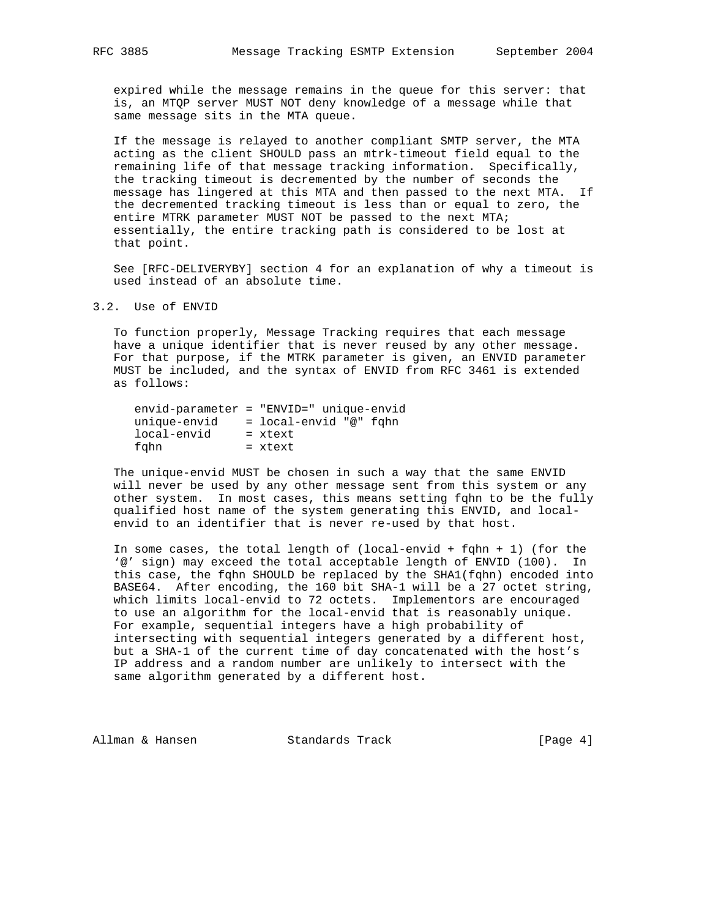expired while the message remains in the queue for this server: that is, an MTQP server MUST NOT deny knowledge of a message while that same message sits in the MTA queue.

If the message is relayed to another compliant SMTP server, the MTA acting as the client SHOULD pass an mtrk-timeout field equal to the remaining life of that message tracking information. Specifically, the tracking timeout is decremented by the number of seconds the message has lingered at this MTA and then passed to the next MTA. If the decremented tracking timeout is less than or equal to zero, the entire MTRK parameter MUST NOT be passed to the next MTA; essentially, the entire tracking path is considered to be lost at that point.

See [RFC-DELIVERYBY] section 4 for an explanation of why a timeout is used instead of an absolute time.

## 3.2. Use of ENVID

To function properly, Message Tracking requires that each message have a unique identifier that is never reused by any other message. For that purpose, if the MTRK parameter is given, an ENVID parameter MUST be included, and the syntax of ENVID from RFC 3461 is extended as follows:

```
envid-parameter = "ENVID=" unique-envid
unique-envid    = local-envid "@" fqhn
local-envid     = xtext
fqhn            = xtext
```

The unique-envid MUST be chosen in such a way that the same ENVID will never be used by any other message sent from this system or any other system. In most cases, this means setting fqhn to be the fully qualified host name of the system generating this ENVID, and local-envid to an identifier that is never re-used by that host.

In some cases, the total length of (local-envid + fqhn + 1) (for the '@' sign) may exceed the total acceptable length of ENVID (100). In this case, the fqhn SHOULD be replaced by the SHA1(fqhn) encoded into BASE64. After encoding, the 160 bit SHA-1 will be a 27 octet string, which limits local-envid to 72 octets. Implementors are encouraged to use an algorithm for the local-envid that is reasonably unique. For example, sequential integers have a high probability of intersecting with sequential integers generated by a different host, but a SHA-1 of the current time of day concatenated with the host's IP address and a random number are unlikely to intersect with the same algorithm generated by a different host.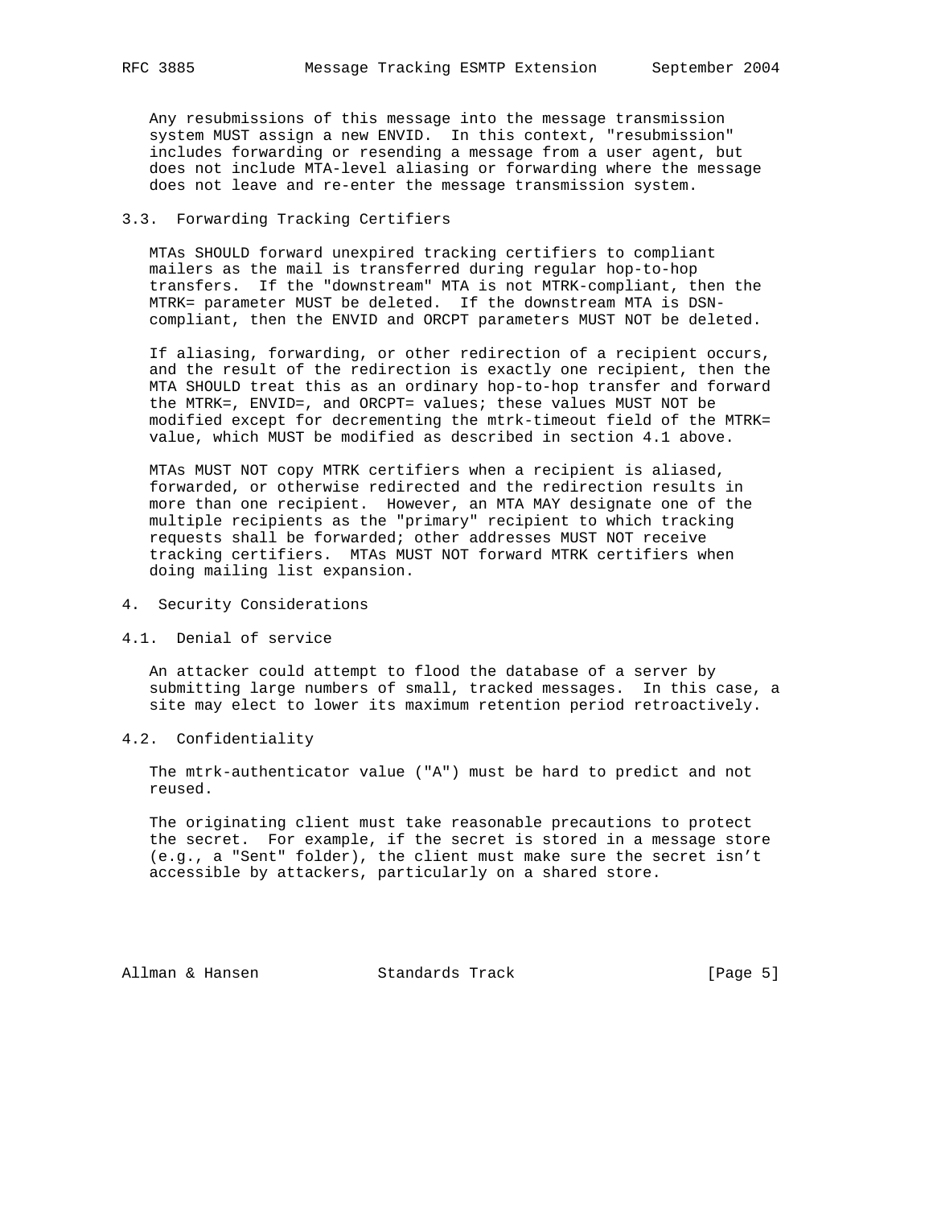Any resubmissions of this message into the message transmission system MUST assign a new ENVID. In this context, "resubmission" includes forwarding or resending a message from a user agent, but does not include MTA-level aliasing or forwarding where the message does not leave and re-enter the message transmission system.

### 3.3. Forwarding Tracking Certifiers

MTAs SHOULD forward unexpired tracking certifiers to compliant mailers as the mail is transferred during regular hop-to-hop transfers. If the "downstream" MTA is not MTRK-compliant, then the MTRK= parameter MUST be deleted. If the downstream MTA is DSN-compliant, then the ENVID and ORCPT parameters MUST NOT be deleted.

If aliasing, forwarding, or other redirection of a recipient occurs, and the result of the redirection is exactly one recipient, then the MTA SHOULD treat this as an ordinary hop-to-hop transfer and forward the MTRK=, ENVID=, and ORCPT= values; these values MUST NOT be modified except for decrementing the mtrk-timeout field of the MTRK= value, which MUST be modified as described in section 4.1 above.

MTAs MUST NOT copy MTRK certifiers when a recipient is aliased, forwarded, or otherwise redirected and the redirection results in more than one recipient. However, an MTA MAY designate one of the multiple recipients as the "primary" recipient to which tracking requests shall be forwarded; other addresses MUST NOT receive tracking certifiers. MTAs MUST NOT forward MTRK certifiers when doing mailing list expansion.

## 4. Security Considerations

### 4.1. Denial of service

An attacker could attempt to flood the database of a server by submitting large numbers of small, tracked messages. In this case, a site may elect to lower its maximum retention period retroactively.

### 4.2. Confidentiality

The mtrk-authenticator value ("A") must be hard to predict and not reused.

The originating client must take reasonable precautions to protect the secret. For example, if the secret is stored in a message store (e.g., a "Sent" folder), the client must make sure the secret isn't accessible by attackers, particularly on a shared store.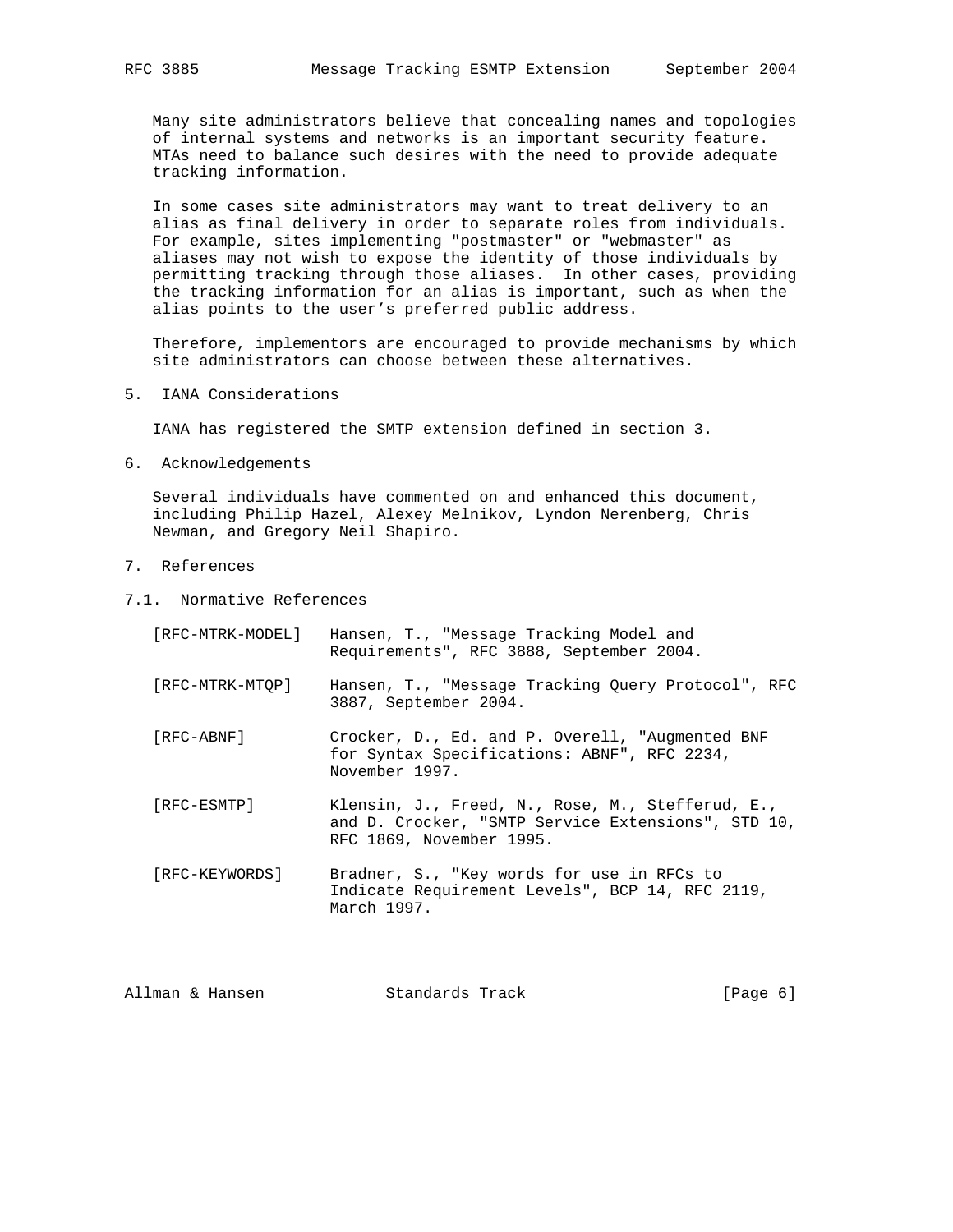Many site administrators believe that concealing names and topologies of internal systems and networks is an important security feature. MTAs need to balance such desires with the need to provide adequate tracking information.

In some cases site administrators may want to treat delivery to an alias as final delivery in order to separate roles from individuals. For example, sites implementing "postmaster" or "webmaster" as aliases may not wish to expose the identity of those individuals by permitting tracking through those aliases. In other cases, providing the tracking information for an alias is important, such as when the alias points to the user's preferred public address.

Therefore, implementors are encouraged to provide mechanisms by which site administrators can choose between these alternatives.

## 5. IANA Considerations

IANA has registered the SMTP extension defined in section 3.

## 6. Acknowledgements

Several individuals have commented on and enhanced this document, including Philip Hazel, Alexey Melnikov, Lyndon Nerenberg, Chris Newman, and Gregory Neil Shapiro.

## 7. References

### 7.1. Normative References

[RFC-MTRK-MODEL] Hansen, T., "Message Tracking Model and Requirements", RFC 3888, September 2004.

[RFC-MTRK-MTQP] Hansen, T., "Message Tracking Query Protocol", RFC 3887, September 2004.

[RFC-ABNF] Crocker, D., Ed. and P. Overell, "Augmented BNF for Syntax Specifications: ABNF", RFC 2234, November 1997.

[RFC-ESMTP] Klensin, J., Freed, N., Rose, M., Stefferud, E., and D. Crocker, "SMTP Service Extensions", STD 10, RFC 1869, November 1995.

[RFC-KEYWORDS] Bradner, S., "Key words for use in RFCs to Indicate Requirement Levels", BCP 14, RFC 2119, March 1997.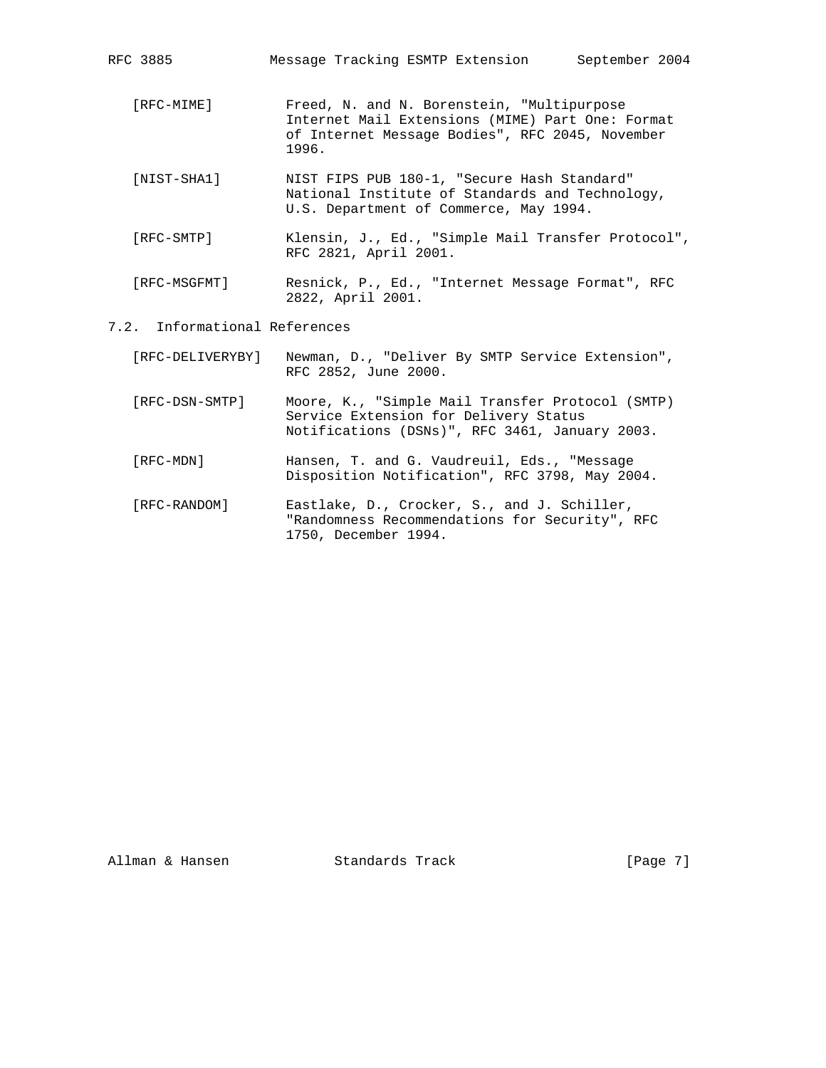[RFC-MIME] Freed, N. and N. Borenstein, "Multipurpose Internet Mail Extensions (MIME) Part One: Format of Internet Message Bodies", RFC 2045, November 1996.

[NIST-SHA1] NIST FIPS PUB 180-1, "Secure Hash Standard" National Institute of Standards and Technology, U.S. Department of Commerce, May 1994.

[RFC-SMTP] Klensin, J., Ed., "Simple Mail Transfer Protocol", RFC 2821, April 2001.

[RFC-MSGFMT] Resnick, P., Ed., "Internet Message Format", RFC 2822, April 2001.

## 7.2. Informational References

[RFC-DELIVERYBY] Newman, D., "Deliver By SMTP Service Extension", RFC 2852, June 2000.

[RFC-DSN-SMTP] Moore, K., "Simple Mail Transfer Protocol (SMTP) Service Extension for Delivery Status Notifications (DSNs)", RFC 3461, January 2003.

[RFC-MDN] Hansen, T. and G. Vaudreuil, Eds., "Message Disposition Notification", RFC 3798, May 2004.

[RFC-RANDOM] Eastlake, D., Crocker, S., and J. Schiller, "Randomness Recommendations for Security", RFC 1750, December 1994.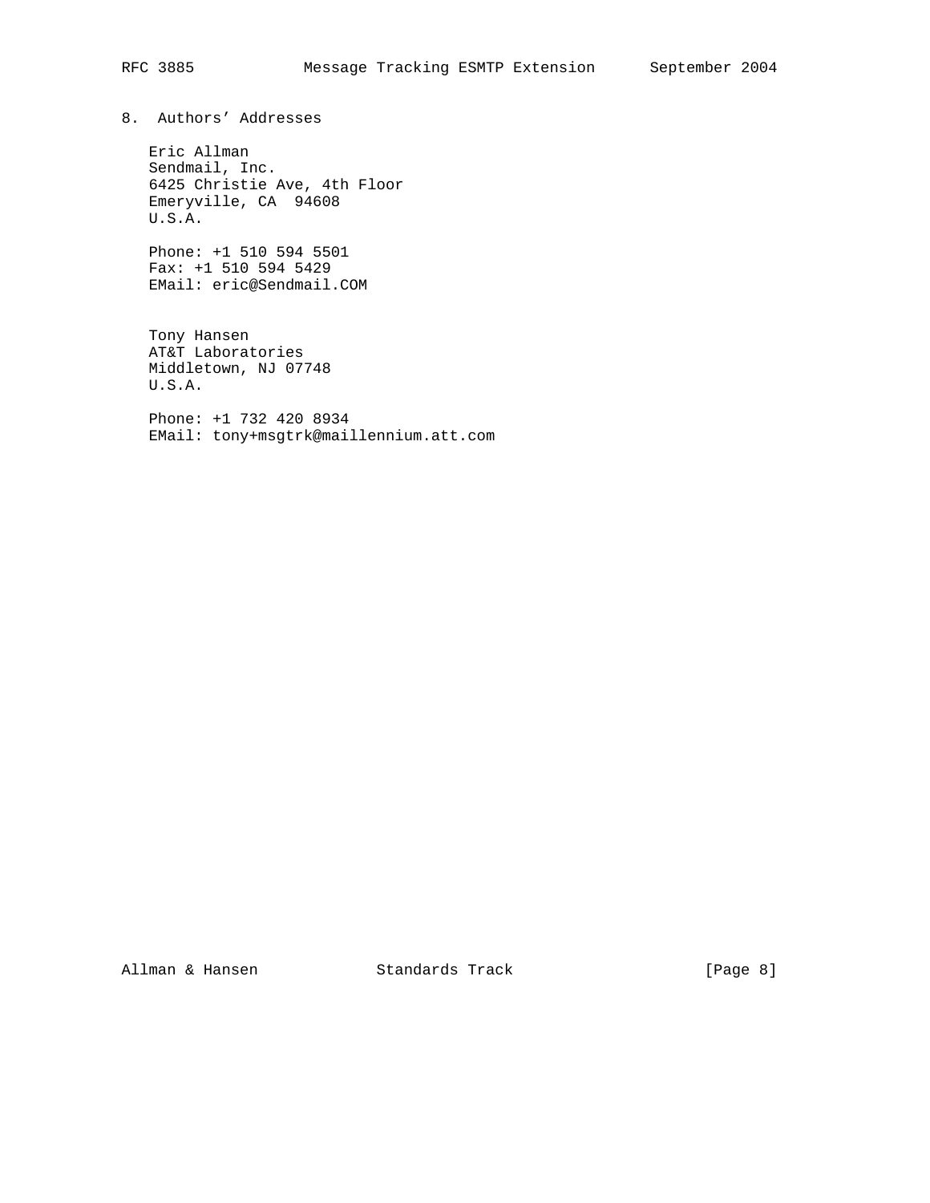## 8. Authors' Addresses

Eric Allman
Sendmail, Inc.
6425 Christie Ave, 4th Floor
Emeryville, CA 94608
U.S.A.

Phone: +1 510 594 5501
Fax: +1 510 594 5429
EMail: eric@Sendmail.COM

Tony Hansen
AT&T Laboratories
Middletown, NJ 07748
U.S.A.

Phone: +1 732 420 8934
EMail: tony+msgtrk@maillennium.att.com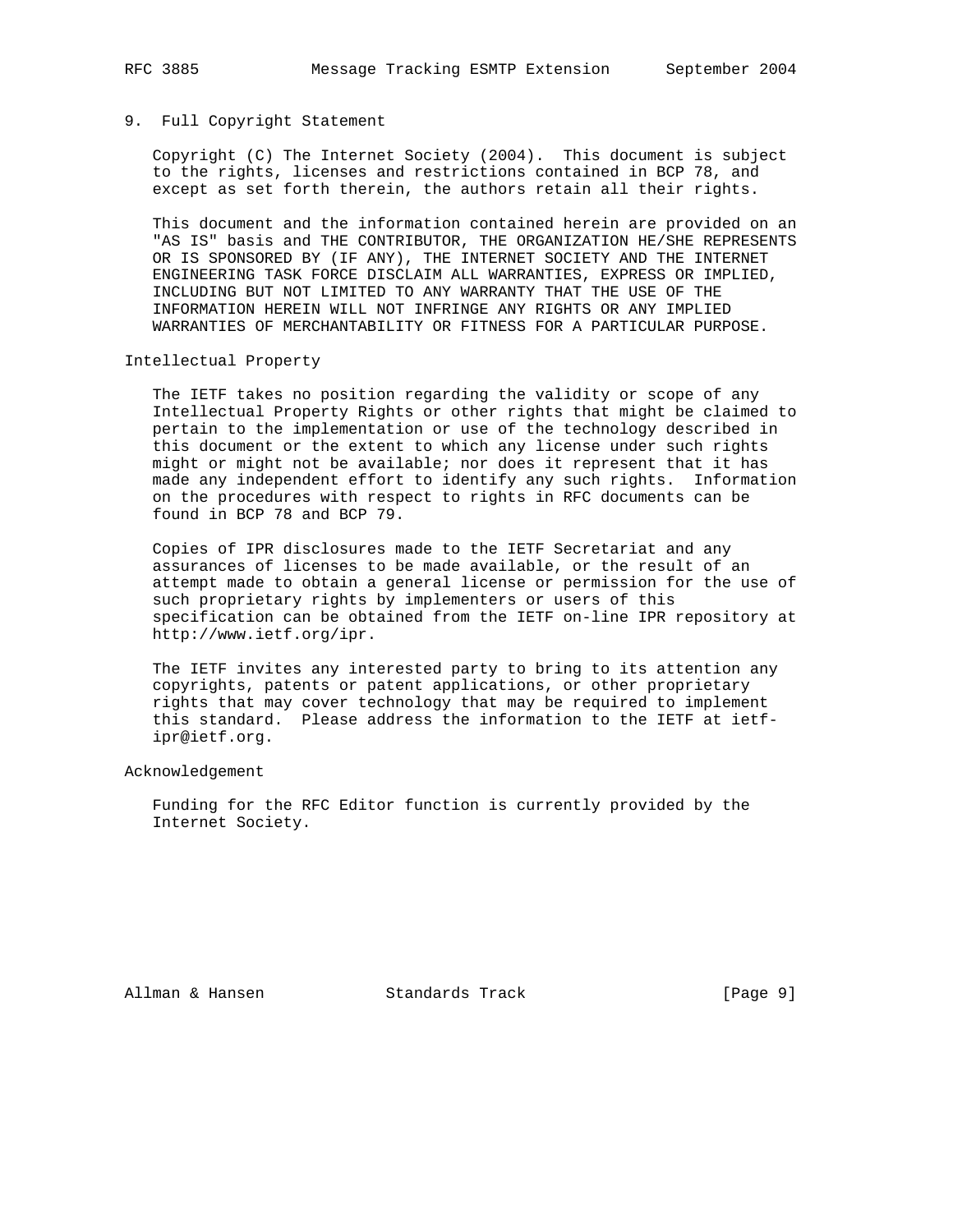## 9. Full Copyright Statement

Copyright (C) The Internet Society (2004). This document is subject to the rights, licenses and restrictions contained in BCP 78, and except as set forth therein, the authors retain all their rights.

This document and the information contained herein are provided on an "AS IS" basis and THE CONTRIBUTOR, THE ORGANIZATION HE/SHE REPRESENTS OR IS SPONSORED BY (IF ANY), THE INTERNET SOCIETY AND THE INTERNET ENGINEERING TASK FORCE DISCLAIM ALL WARRANTIES, EXPRESS OR IMPLIED, INCLUDING BUT NOT LIMITED TO ANY WARRANTY THAT THE USE OF THE INFORMATION HEREIN WILL NOT INFRINGE ANY RIGHTS OR ANY IMPLIED WARRANTIES OF MERCHANTABILITY OR FITNESS FOR A PARTICULAR PURPOSE.

## Intellectual Property

The IETF takes no position regarding the validity or scope of any Intellectual Property Rights or other rights that might be claimed to pertain to the implementation or use of the technology described in this document or the extent to which any license under such rights might or might not be available; nor does it represent that it has made any independent effort to identify any such rights. Information on the procedures with respect to rights in RFC documents can be found in BCP 78 and BCP 79.

Copies of IPR disclosures made to the IETF Secretariat and any assurances of licenses to be made available, or the result of an attempt made to obtain a general license or permission for the use of such proprietary rights by implementers or users of this specification can be obtained from the IETF on-line IPR repository at http://www.ietf.org/ipr.

The IETF invites any interested party to bring to its attention any copyrights, patents or patent applications, or other proprietary rights that may cover technology that may be required to implement this standard. Please address the information to the IETF at ietf-ipr@ietf.org.

## Acknowledgement

Funding for the RFC Editor function is currently provided by the Internet Society.